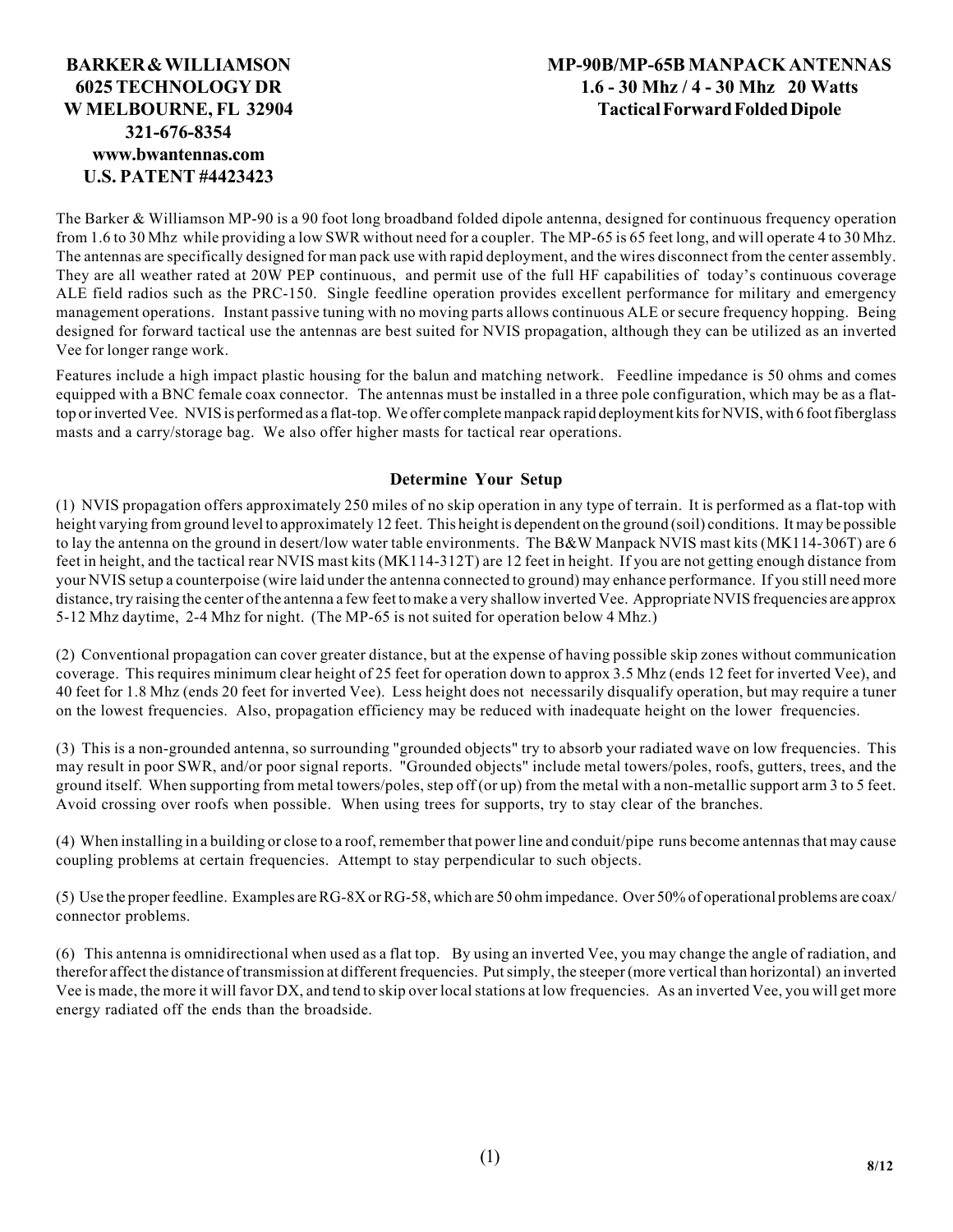**BARKER & WILLIAMSON**
**6025 TECHNOLOGY DR**
**W MELBOURNE, FL 32904**
**321-676-8354**
**www.bwantennas.com**
**U.S. PATENT #4423423**

**MP-90B/MP-65B MANPACK ANTENNAS**
**1.6 - 30 Mhz / 4 - 30 Mhz 20 Watts**
**Tactical Forward Folded Dipole**

The Barker & Williamson MP-90 is a 90 foot long broadband folded dipole antenna, designed for continuous frequency operation from 1.6 to 30 Mhz while providing a low SWR without need for a coupler. The MP-65 is 65 feet long, and will operate 4 to 30 Mhz. The antennas are specifically designed for man pack use with rapid deployment, and the wires disconnect from the center assembly. They are all weather rated at 20W PEP continuous, and permit use of the full HF capabilities of today's continuous coverage ALE field radios such as the PRC-150. Single feedline operation provides excellent performance for military and emergency management operations. Instant passive tuning with no moving parts allows continuous ALE or secure frequency hopping. Being designed for forward tactical use the antennas are best suited for NVIS propagation, although they can be utilized as an inverted Vee for longer range work.

Features include a high impact plastic housing for the balun and matching network. Feedline impedance is 50 ohms and comes equipped with a BNC female coax connector. The antennas must be installed in a three pole configuration, which may be as a flat-top or inverted Vee. NVIS is performed as a flat-top. We offer complete manpack rapid deployment kits for NVIS, with 6 foot fiberglass masts and a carry/storage bag. We also offer higher masts for tactical rear operations.

## Determine Your Setup

(1) NVIS propagation offers approximately 250 miles of no skip operation in any type of terrain. It is performed as a flat-top with height varying from ground level to approximately 12 feet. This height is dependent on the ground (soil) conditions. It may be possible to lay the antenna on the ground in desert/low water table environments. The B&W Manpack NVIS mast kits (MK114-306T) are 6 feet in height, and the tactical rear NVIS mast kits (MK114-312T) are 12 feet in height. If you are not getting enough distance from your NVIS setup a counterpoise (wire laid under the antenna connected to ground) may enhance performance. If you still need more distance, try raising the center of the antenna a few feet to make a very shallow inverted Vee. Appropriate NVIS frequencies are approx 5-12 Mhz daytime, 2-4 Mhz for night. (The MP-65 is not suited for operation below 4 Mhz.)

(2) Conventional propagation can cover greater distance, but at the expense of having possible skip zones without communication coverage. This requires minimum clear height of 25 feet for operation down to approx 3.5 Mhz (ends 12 feet for inverted Vee), and 40 feet for 1.8 Mhz (ends 20 feet for inverted Vee). Less height does not necessarily disqualify operation, but may require a tuner on the lowest frequencies. Also, propagation efficiency may be reduced with inadequate height on the lower frequencies.

(3) This is a non-grounded antenna, so surrounding "grounded objects" try to absorb your radiated wave on low frequencies. This may result in poor SWR, and/or poor signal reports. "Grounded objects" include metal towers/poles, roofs, gutters, trees, and the ground itself. When supporting from metal towers/poles, step off (or up) from the metal with a non-metallic support arm 3 to 5 feet. Avoid crossing over roofs when possible. When using trees for supports, try to stay clear of the branches.

(4) When installing in a building or close to a roof, remember that power line and conduit/pipe runs become antennas that may cause coupling problems at certain frequencies. Attempt to stay perpendicular to such objects.

(5) Use the proper feedline. Examples are RG-8X or RG-58, which are 50 ohm impedance. Over 50% of operational problems are coax/connector problems.

(6) This antenna is omnidirectional when used as a flat top. By using an inverted Vee, you may change the angle of radiation, and therefor affect the distance of transmission at different frequencies. Put simply, the steeper (more vertical than horizontal) an inverted Vee is made, the more it will favor DX, and tend to skip over local stations at low frequencies. As an inverted Vee, you will get more energy radiated off the ends than the broadside.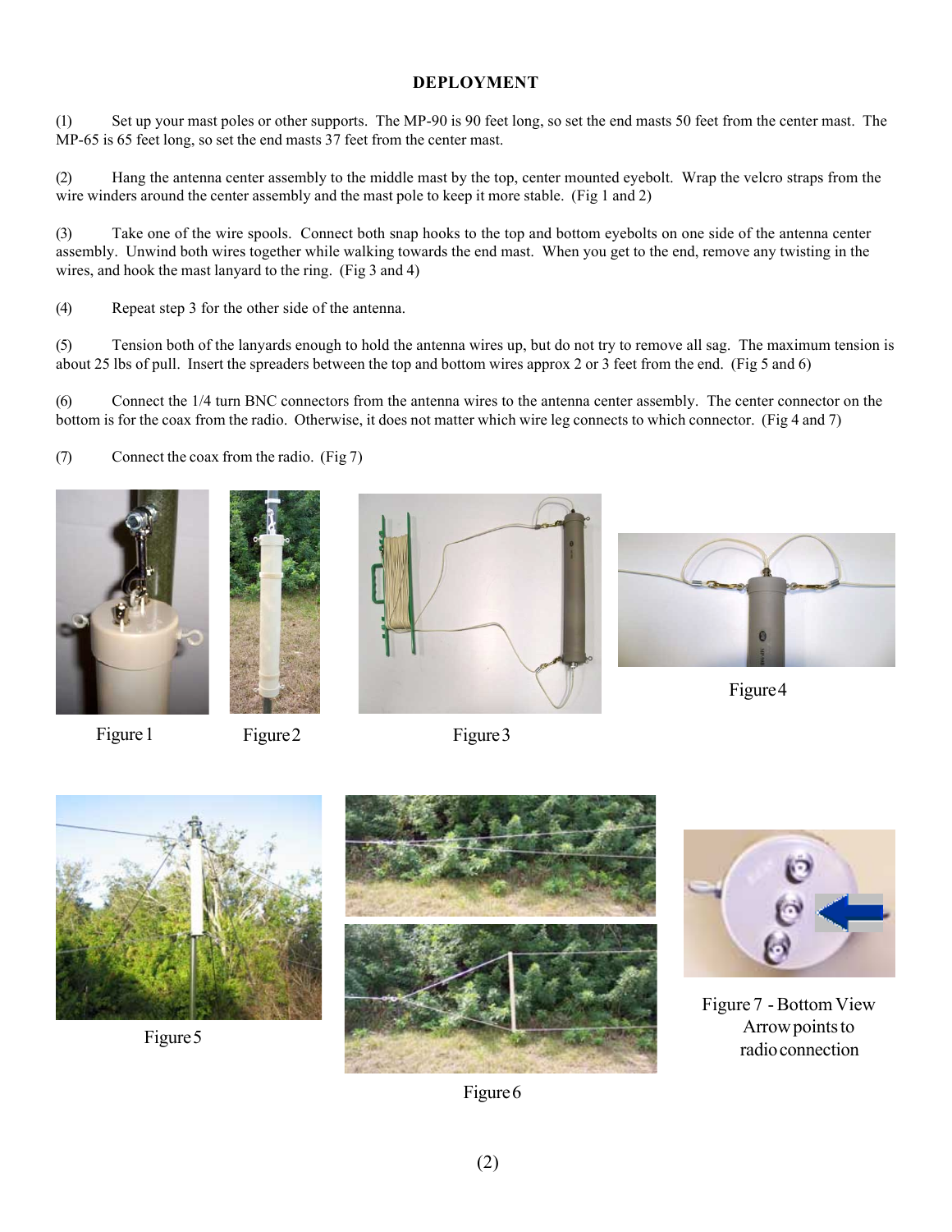## DEPLOYMENT

(1) Set up your mast poles or other supports. The MP-90 is 90 feet long, so set the end masts 50 feet from the center mast. The MP-65 is 65 feet long, so set the end masts 37 feet from the center mast.

(2) Hang the antenna center assembly to the middle mast by the top, center mounted eyebolt. Wrap the velcro straps from the wire winders around the center assembly and the mast pole to keep it more stable. (Fig 1 and 2)

(3) Take one of the wire spools. Connect both snap hooks to the top and bottom eyebolts on one side of the antenna center assembly. Unwind both wires together while walking towards the end mast. When you get to the end, remove any twisting in the wires, and hook the mast lanyard to the ring. (Fig 3 and 4)

(4) Repeat step 3 for the other side of the antenna.

(5) Tension both of the lanyards enough to hold the antenna wires up, but do not try to remove all sag. The maximum tension is about 25 lbs of pull. Insert the spreaders between the top and bottom wires approx 2 or 3 feet from the end. (Fig 5 and 6)

(6) Connect the 1/4 turn BNC connectors from the antenna wires to the antenna center assembly. The center connector on the bottom is for the coax from the radio. Otherwise, it does not matter which wire leg connects to which connector. (Fig 4 and 7)

(7) Connect the coax from the radio. (Fig 7)

Figure 1

Figure 2

Figure 3

Figure 4

Figure 5

Figure 6

Figure 7 - Bottom View
Arrow points to
radio connection